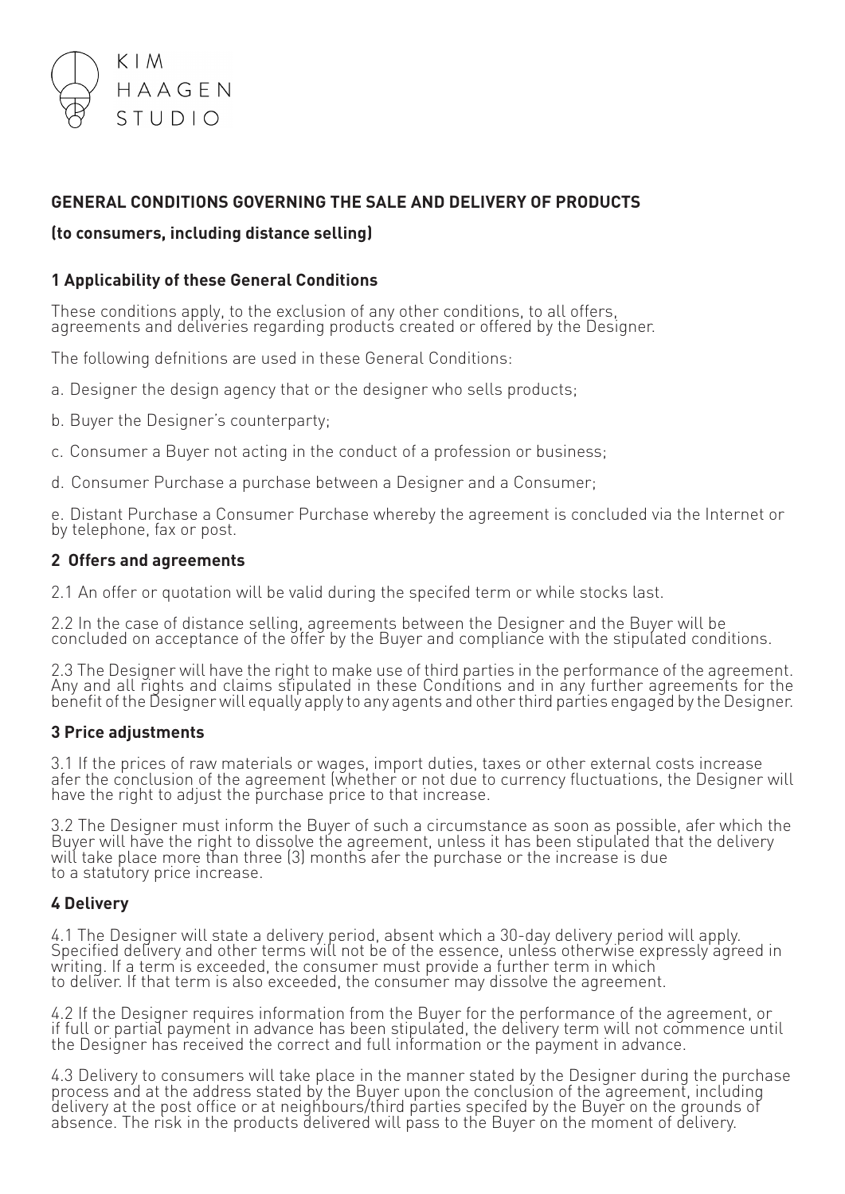KIM HAAGEN STUDIO

**GENERAL CONDITIONS GOVERNING THE SALE AND DELIVERY OF PRODUCTS**

**(to consumers, including distance selling)**

### 1 Applicability of these General Conditions

These conditions apply, to the exclusion of any other conditions, to all offers, agreements and deliveries regarding products created or offered by the Designer.

The following defnitions are used in these General Conditions:

a. Designer the design agency that or the designer who sells products;

b. Buyer the Designer's counterparty;

c. Consumer a Buyer not acting in the conduct of a profession or business;

d. Consumer Purchase a purchase between a Designer and a Consumer;

e. Distant Purchase a Consumer Purchase whereby the agreement is concluded via the Internet or by telephone, fax or post.

### 2 Offers and agreements

2.1 An offer or quotation will be valid during the specifed term or while stocks last.

2.2 In the case of distance selling, agreements between the Designer and the Buyer will be concluded on acceptance of the offer by the Buyer and compliance with the stipulated conditions.

2.3 The Designer will have the right to make use of third parties in the performance of the agreement. Any and all rights and claims stipulated in these Conditions and in any further agreements for the benefit of the Designer will equally apply to any agents and other third parties engaged by the Designer.

### 3 Price adjustments

3.1 If the prices of raw materials or wages, import duties, taxes or other external costs increase afer the conclusion of the agreement (whether or not due to currency fluctuations, the Designer will have the right to adjust the purchase price to that increase.

3.2 The Designer must inform the Buyer of such a circumstance as soon as possible, afer which the Buyer will have the right to dissolve the agreement, unless it has been stipulated that the delivery will take place more than three (3) months afer the purchase or the increase is due to a statutory price increase.

### 4 Delivery

4.1 The Designer will state a delivery period, absent which a 30-day delivery period will apply. Specified delivery and other terms will not be of the essence, unless otherwise expressly agreed in writing. If a term is exceeded, the consumer must provide a further term in which to deliver. If that term is also exceeded, the consumer may dissolve the agreement.

4.2 If the Designer requires information from the Buyer for the performance of the agreement, or if full or partial payment in advance has been stipulated, the delivery term will not commence until the Designer has received the correct and full information or the payment in advance.

4.3 Delivery to consumers will take place in the manner stated by the Designer during the purchase process and at the address stated by the Buyer upon the conclusion of the agreement, including delivery at the post office or at neighbours/third parties specifed by the Buyer on the grounds of absence. The risk in the products delivered will pass to the Buyer on the moment of delivery.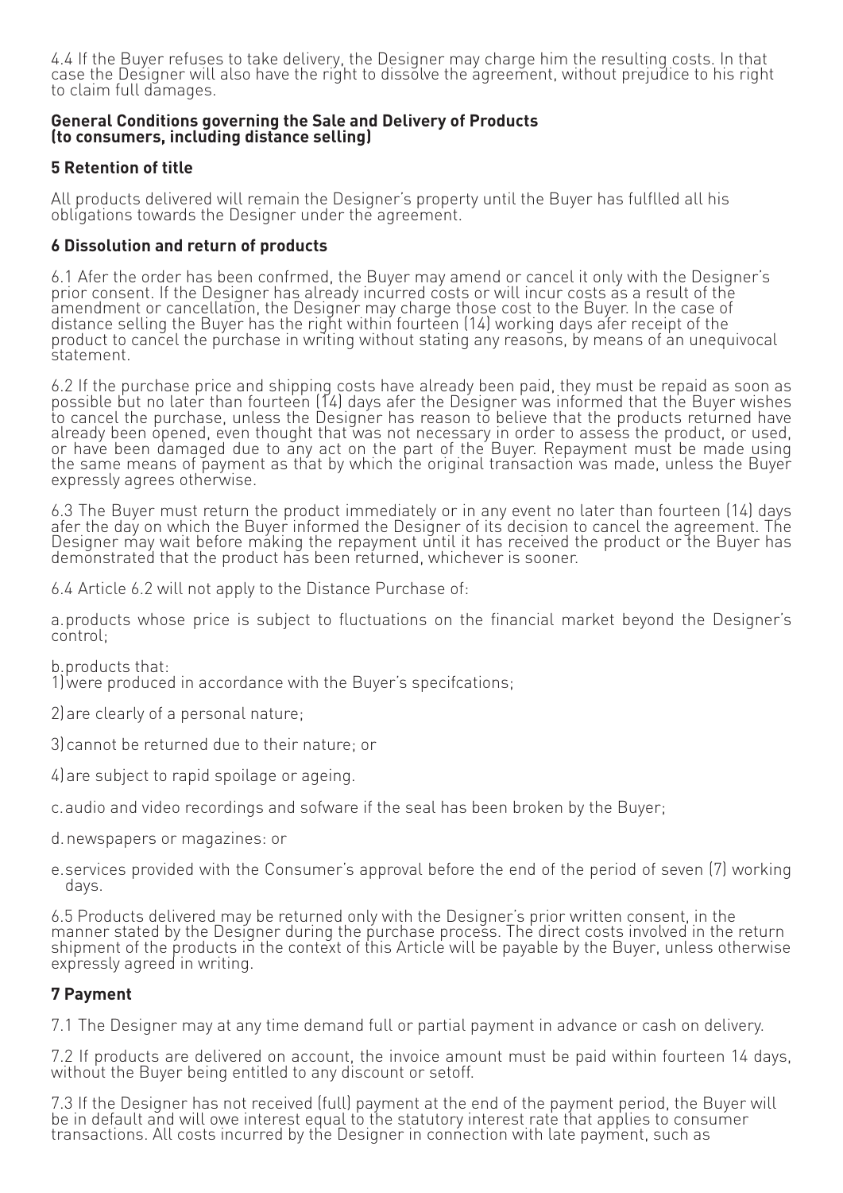4.4 If the Buyer refuses to take delivery, the Designer may charge him the resulting costs. In that case the Designer will also have the right to dissolve the agreement, without prejudice to his right to claim full damages.

**General Conditions governing the Sale and Delivery of Products (to consumers, including distance selling)**

### 5 Retention of title

All products delivered will remain the Designer's property until the Buyer has fulflled all his obligations towards the Designer under the agreement.

### 6 Dissolution and return of products

6.1 Afer the order has been confrmed, the Buyer may amend or cancel it only with the Designer's prior consent. If the Designer has already incurred costs or will incur costs as a result of the amendment or cancellation, the Designer may charge those cost to the Buyer. In the case of distance selling the Buyer has the right within fourteen (14) working days afer receipt of the product to cancel the purchase in writing without stating any reasons, by means of an unequivocal statement.

6.2 If the purchase price and shipping costs have already been paid, they must be repaid as soon as possible but no later than fourteen (14) days afer the Designer was informed that the Buyer wishes to cancel the purchase, unless the Designer has reason to believe that the products returned have already been opened, even thought that was not necessary in order to assess the product, or used, or have been damaged due to any act on the part of the Buyer. Repayment must be made using the same means of payment as that by which the original transaction was made, unless the Buyer expressly agrees otherwise.

6.3 The Buyer must return the product immediately or in any event no later than fourteen (14) days afer the day on which the Buyer informed the Designer of its decision to cancel the agreement. The Designer may wait before making the repayment until it has received the product or the Buyer has demonstrated that the product has been returned, whichever is sooner.

6.4 Article 6.2 will not apply to the Distance Purchase of:

a. products whose price is subject to fluctuations on the financial market beyond the Designer's control;

b. products that:
1) were produced in accordance with the Buyer's specifcations;

2) are clearly of a personal nature;

3) cannot be returned due to their nature; or

4) are subject to rapid spoilage or ageing.

c. audio and video recordings and sofware if the seal has been broken by the Buyer;

d. newspapers or magazines: or

e. services provided with the Consumer's approval before the end of the period of seven (7) working days.

6.5 Products delivered may be returned only with the Designer's prior written consent, in the manner stated by the Designer during the purchase process. The direct costs involved in the return shipment of the products in the context of this Article will be payable by the Buyer, unless otherwise expressly agreed in writing.

### 7 Payment

7.1 The Designer may at any time demand full or partial payment in advance or cash on delivery.

7.2 If products are delivered on account, the invoice amount must be paid within fourteen 14 days, without the Buyer being entitled to any discount or setoff.

7.3 If the Designer has not received (full) payment at the end of the payment period, the Buyer will be in default and will owe interest equal to the statutory interest rate that applies to consumer transactions. All costs incurred by the Designer in connection with late payment, such as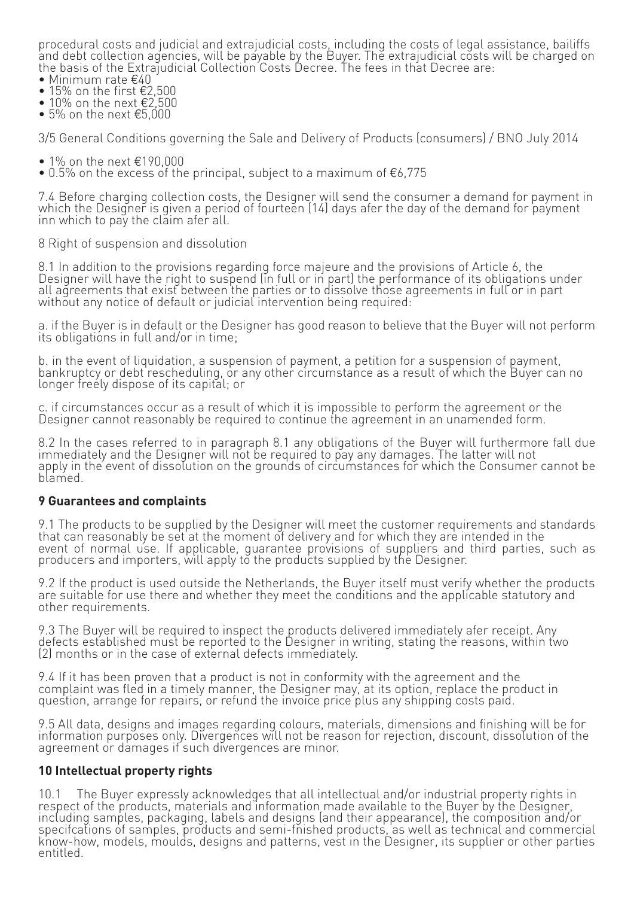procedural costs and judicial and extrajudicial costs, including the costs of legal assistance, bailiffs and debt collection agencies, will be payable by the Buyer. The extrajudicial costs will be charged on the basis of the Extrajudicial Collection Costs Decree. The fees in that Decree are:

- Minimum rate €40
- 15% on the first €2,500
- 10% on the next €2,500
- 5% on the next €5,000
- 1% on the next €190,000
- 0.5% on the excess of the principal, subject to a maximum of €6,775

7.4 Before charging collection costs, the Designer will send the consumer a demand for payment in which the Designer is given a period of fourteen (14) days afer the day of the demand for payment inn which to pay the claim afer all.

8 Right of suspension and dissolution

8.1 In addition to the provisions regarding force majeure and the provisions of Article 6, the Designer will have the right to suspend (in full or in part) the performance of its obligations under all agreements that exist between the parties or to dissolve those agreements in full or in part without any notice of default or judicial intervention being required:

a. if the Buyer is in default or the Designer has good reason to believe that the Buyer will not perform its obligations in full and/or in time;

b. in the event of liquidation, a suspension of payment, a petition for a suspension of payment, bankruptcy or debt rescheduling, or any other circumstance as a result of which the Buyer can no longer freely dispose of its capital; or

c. if circumstances occur as a result of which it is impossible to perform the agreement or the Designer cannot reasonably be required to continue the agreement in an unamended form.

8.2 In the cases referred to in paragraph 8.1 any obligations of the Buyer will furthermore fall due immediately and the Designer will not be required to pay any damages. The latter will not apply in the event of dissolution on the grounds of circumstances for which the Consumer cannot be blamed.

**9 Guarantees and complaints**

9.1 The products to be supplied by the Designer will meet the customer requirements and standards that can reasonably be set at the moment of delivery and for which they are intended in the event of normal use. If applicable, guarantee provisions of suppliers and third parties, such as producers and importers, will apply to the products supplied by the Designer.

9.2 If the product is used outside the Netherlands, the Buyer itself must verify whether the products are suitable for use there and whether they meet the conditions and the applicable statutory and other requirements.

9.3 The Buyer will be required to inspect the products delivered immediately afer receipt. Any defects established must be reported to the Designer in writing, stating the reasons, within two (2) months or in the case of external defects immediately.

9.4 If it has been proven that a product is not in conformity with the agreement and the complaint was fled in a timely manner, the Designer may, at its option, replace the product in question, arrange for repairs, or refund the invoice price plus any shipping costs paid.

9.5 All data, designs and images regarding colours, materials, dimensions and finishing will be for information purposes only. Divergences will not be reason for rejection, discount, dissolution of the agreement or damages if such divergences are minor.

**10 Intellectual property rights**

10.1 The Buyer expressly acknowledges that all intellectual and/or industrial property rights in respect of the products, materials and information made available to the Buyer by the Designer, including samples, packaging, labels and designs (and their appearance), the composition and/or specifcations of samples, products and semi-fnished products, as well as technical and commercial know-how, models, moulds, designs and patterns, vest in the Designer, its supplier or other parties entitled.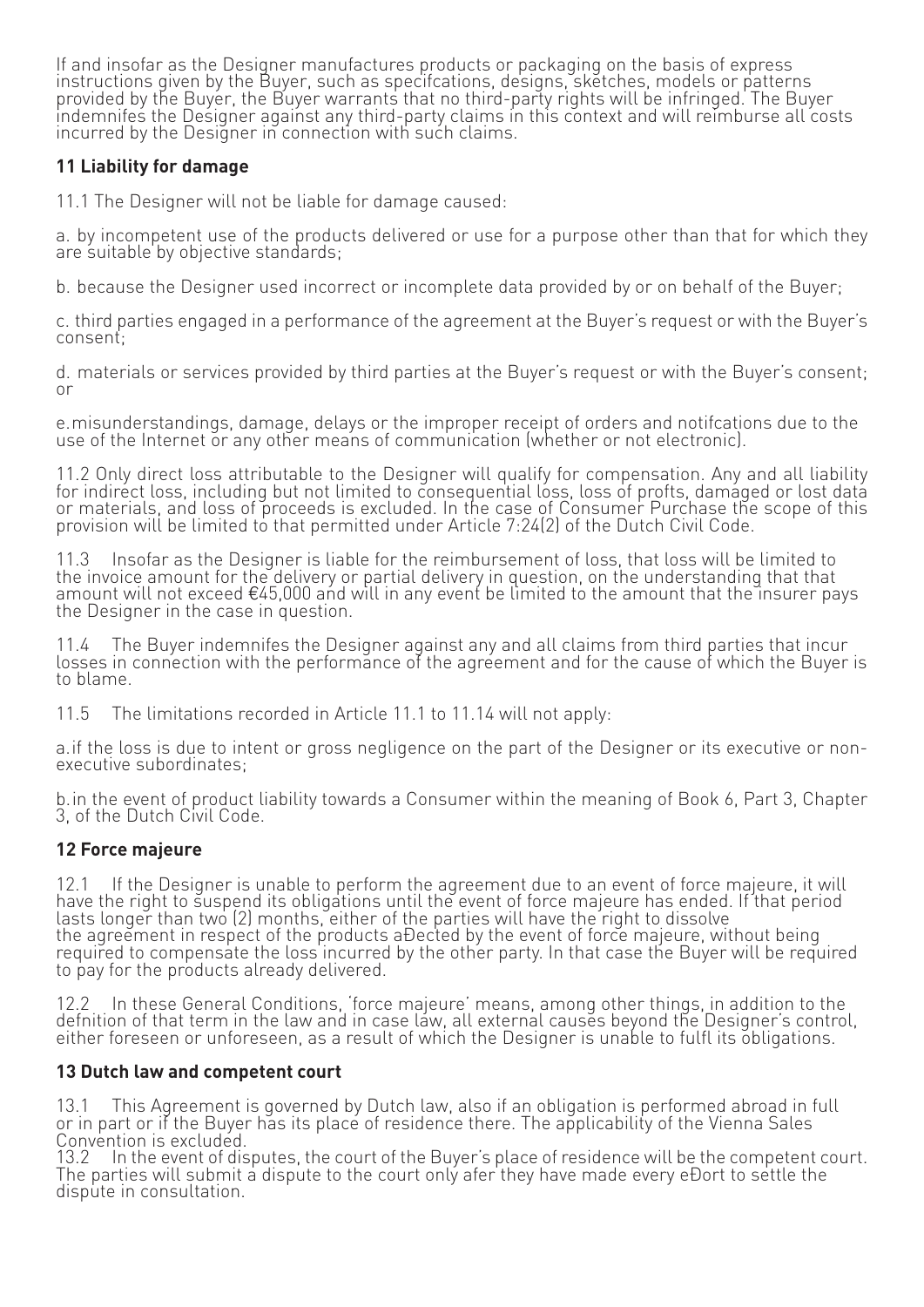If and insofar as the Designer manufactures products or packaging on the basis of express instructions given by the Buyer, such as specifcations, designs, sketches, models or patterns provided by the Buyer, the Buyer warrants that no third-party rights will be infringed. The Buyer indemnifes the Designer against any third-party claims in this context and will reimburse all costs incurred by the Designer in connection with such claims.

## 11 Liability for damage

11.1 The Designer will not be liable for damage caused:

a. by incompetent use of the products delivered or use for a purpose other than that for which they are suitable by objective standards;

b. because the Designer used incorrect or incomplete data provided by or on behalf of the Buyer;

c. third parties engaged in a performance of the agreement at the Buyer's request or with the Buyer's consent;

d. materials or services provided by third parties at the Buyer's request or with the Buyer's consent; or

e.misunderstandings, damage, delays or the improper receipt of orders and notifcations due to the use of the Internet or any other means of communication (whether or not electronic).

11.2 Only direct loss attributable to the Designer will qualify for compensation. Any and all liability for indirect loss, including but not limited to consequential loss, loss of profts, damaged or lost data or materials, and loss of proceeds is excluded. In the case of Consumer Purchase the scope of this provision will be limited to that permitted under Article 7:24(2) of the Dutch Civil Code.

11.3 Insofar as the Designer is liable for the reimbursement of loss, that loss will be limited to the invoice amount for the delivery or partial delivery in question, on the understanding that that amount will not exceed €45,000 and will in any event be limited to the amount that the insurer pays the Designer in the case in question.

11.4 The Buyer indemnifes the Designer against any and all claims from third parties that incur losses in connection with the performance of the agreement and for the cause of which the Buyer is to blame.

11.5 The limitations recorded in Article 11.1 to 11.14 will not apply:

a.if the loss is due to intent or gross negligence on the part of the Designer or its executive or non-executive subordinates;

b.in the event of product liability towards a Consumer within the meaning of Book 6, Part 3, Chapter 3, of the Dutch Civil Code.

## 12 Force majeure

12.1 If the Designer is unable to perform the agreement due to an event of force majeure, it will have the right to suspend its obligations until the event of force majeure has ended. If that period lasts longer than two (2) months, either of the parties will have the right to dissolve the agreement in respect of the products aÐected by the event of force majeure, without being required to compensate the loss incurred by the other party. In that case the Buyer will be required to pay for the products already delivered.

12.2 In these General Conditions, 'force majeure' means, among other things, in addition to the defnition of that term in the law and in case law, all external causes beyond the Designer's control, either foreseen or unforeseen, as a result of which the Designer is unable to fulfl its obligations.

## 13 Dutch law and competent court

13.1 This Agreement is governed by Dutch law, also if an obligation is performed abroad in full or in part or if the Buyer has its place of residence there. The applicability of the Vienna Sales Convention is excluded.
13.2 In the event of disputes, the court of the Buyer's place of residence will be the competent court. The parties will submit a dispute to the court only afer they have made every eÐort to settle the dispute in consultation.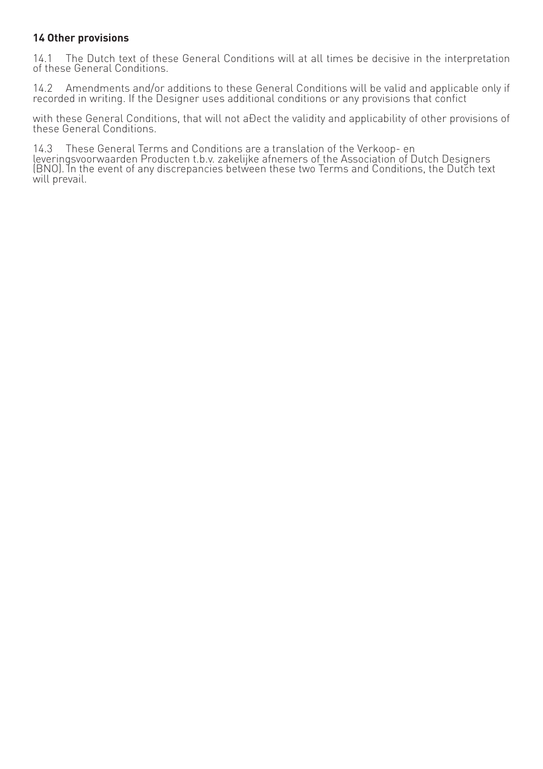**14 Other provisions**

14.1 The Dutch text of these General Conditions will at all times be decisive in the interpretation of these General Conditions.

14.2 Amendments and/or additions to these General Conditions will be valid and applicable only if recorded in writing. If the Designer uses additional conditions or any provisions that confict

with these General Conditions, that will not aĐect the validity and applicability of other provisions of these General Conditions.

14.3 These General Terms and Conditions are a translation of the Verkoop- en leveringsvoorwaarden Producten t.b.v. zakelijke afnemers of the Association of Dutch Designers (BNO). In the event of any discrepancies between these two Terms and Conditions, the Dutch text will prevail.